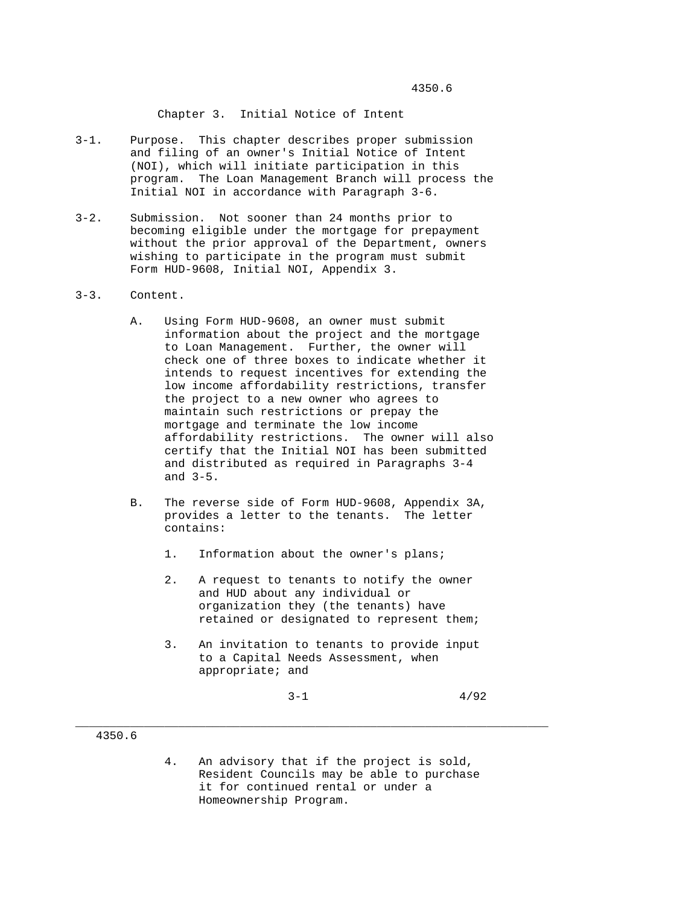# Chapter 3. Initial Notice of Intent

3-1. Purpose. This chapter describes proper submission and filing of an owner's Initial Notice of Intent (NOI), which will initiate participation in this program. The Loan Management Branch will process the Initial NOI in accordance with Paragraph 3-6.

3-2. Submission. Not sooner than 24 months prior to becoming eligible under the mortgage for prepayment without the prior approval of the Department, owners wishing to participate in the program must submit Form HUD-9608, Initial NOI, Appendix 3.

3-3. Content.

A. Using Form HUD-9608, an owner must submit information about the project and the mortgage to Loan Management. Further, the owner will check one of three boxes to indicate whether it intends to request incentives for extending the low income affordability restrictions, transfer the project to a new owner who agrees to maintain such restrictions or prepay the mortgage and terminate the low income affordability restrictions. The owner will also certify that the Initial NOI has been submitted and distributed as required in Paragraphs 3-4 and 3-5.

B. The reverse side of Form HUD-9608, Appendix 3A, provides a letter to the tenants. The letter contains:

1. Information about the owner's plans;
2. A request to tenants to notify the owner and HUD about any individual or organization they (the tenants) have retained or designated to represent them;
3. An invitation to tenants to provide input to a Capital Needs Assessment, when appropriate; and
4. An advisory that if the project is sold, Resident Councils may be able to purchase it for continued rental or under a Homeownership Program.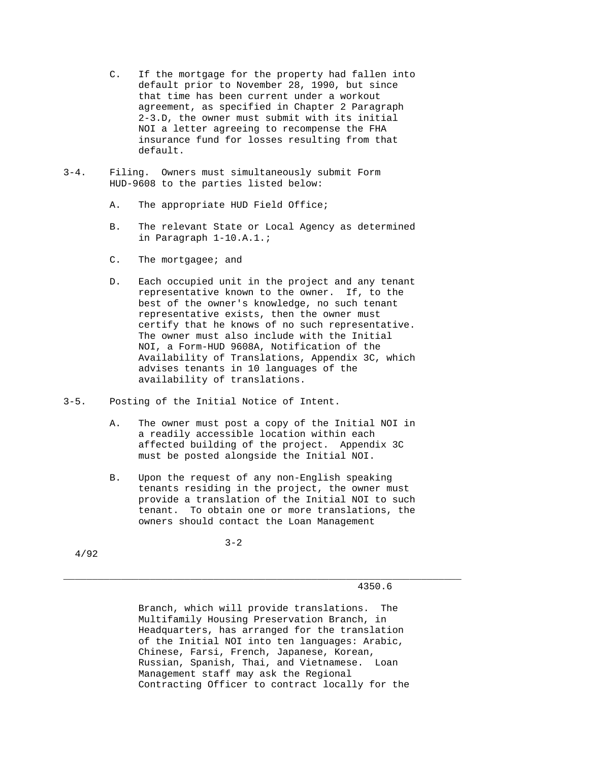C. If the mortgage for the property had fallen into default prior to November 28, 1990, but since that time has been current under a workout agreement, as specified in Chapter 2 Paragraph 2-3.D, the owner must submit with its initial NOI a letter agreeing to recompense the FHA insurance fund for losses resulting from that default.

3-4. Filing. Owners must simultaneously submit Form HUD-9608 to the parties listed below:

A. The appropriate HUD Field Office;

B. The relevant State or Local Agency as determined in Paragraph 1-10.A.1.;

C. The mortgagee; and

D. Each occupied unit in the project and any tenant representative known to the owner. If, to the best of the owner's knowledge, no such tenant representative exists, then the owner must certify that he knows of no such representative. The owner must also include with the Initial NOI, a Form-HUD 9608A, Notification of the Availability of Translations, Appendix 3C, which advises tenants in 10 languages of the availability of translations.

3-5. Posting of the Initial Notice of Intent.

A. The owner must post a copy of the Initial NOI in a readily accessible location within each affected building of the project. Appendix 3C must be posted alongside the Initial NOI.

B. Upon the request of any non-English speaking tenants residing in the project, the owner must provide a translation of the Initial NOI to such tenant. To obtain one or more translations, the owners should contact the Loan Management Branch, which will provide translations. The Multifamily Housing Preservation Branch, in Headquarters, has arranged for the translation of the Initial NOI into ten languages: Arabic, Chinese, Farsi, French, Japanese, Korean, Russian, Spanish, Thai, and Vietnamese. Loan Management staff may ask the Regional Contracting Officer to contract locally for the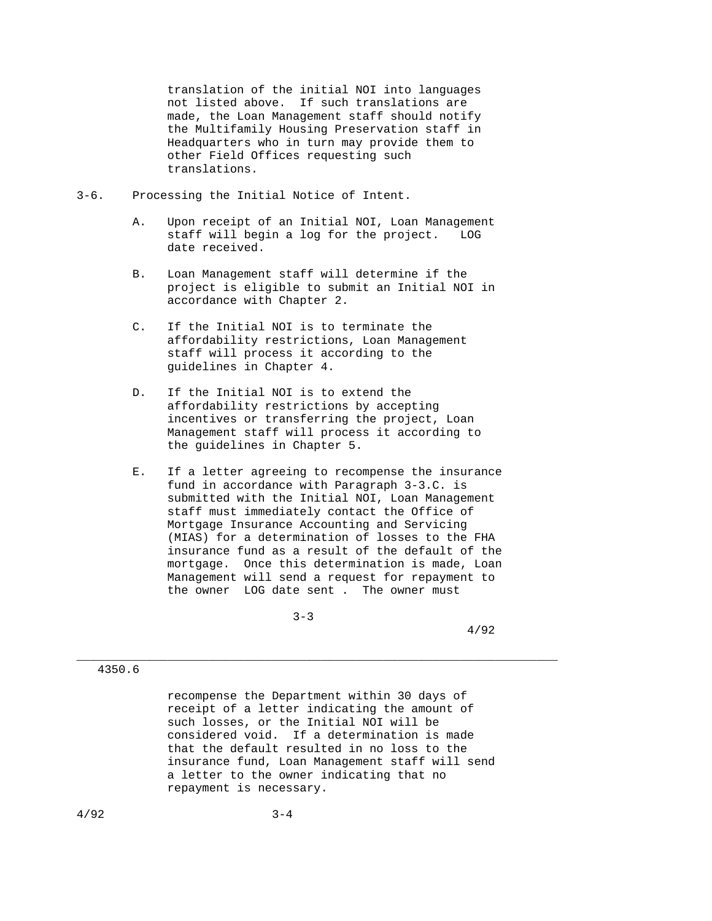translation of the initial NOI into languages not listed above. If such translations are made, the Loan Management staff should notify the Multifamily Housing Preservation staff in Headquarters who in turn may provide them to other Field Offices requesting such translations.

3-6. Processing the Initial Notice of Intent.

A. Upon receipt of an Initial NOI, Loan Management staff will begin a log for the project. LOG date received.

B. Loan Management staff will determine if the project is eligible to submit an Initial NOI in accordance with Chapter 2.

C. If the Initial NOI is to terminate the affordability restrictions, Loan Management staff will process it according to the guidelines in Chapter 4.

D. If the Initial NOI is to extend the affordability restrictions by accepting incentives or transferring the project, Loan Management staff will process it according to the guidelines in Chapter 5.

E. If a letter agreeing to recompense the insurance fund in accordance with Paragraph 3-3.C. is submitted with the Initial NOI, Loan Management staff must immediately contact the Office of Mortgage Insurance Accounting and Servicing (MIAS) for a determination of losses to the FHA insurance fund as a result of the default of the mortgage. Once this determination is made, Loan Management will send a request for repayment to the owner LOG date sent . The owner must recompense the Department within 30 days of receipt of a letter indicating the amount of such losses, or the Initial NOI will be considered void. If a determination is made that the default resulted in no loss to the insurance fund, Loan Management staff will send a letter to the owner indicating that no repayment is necessary.